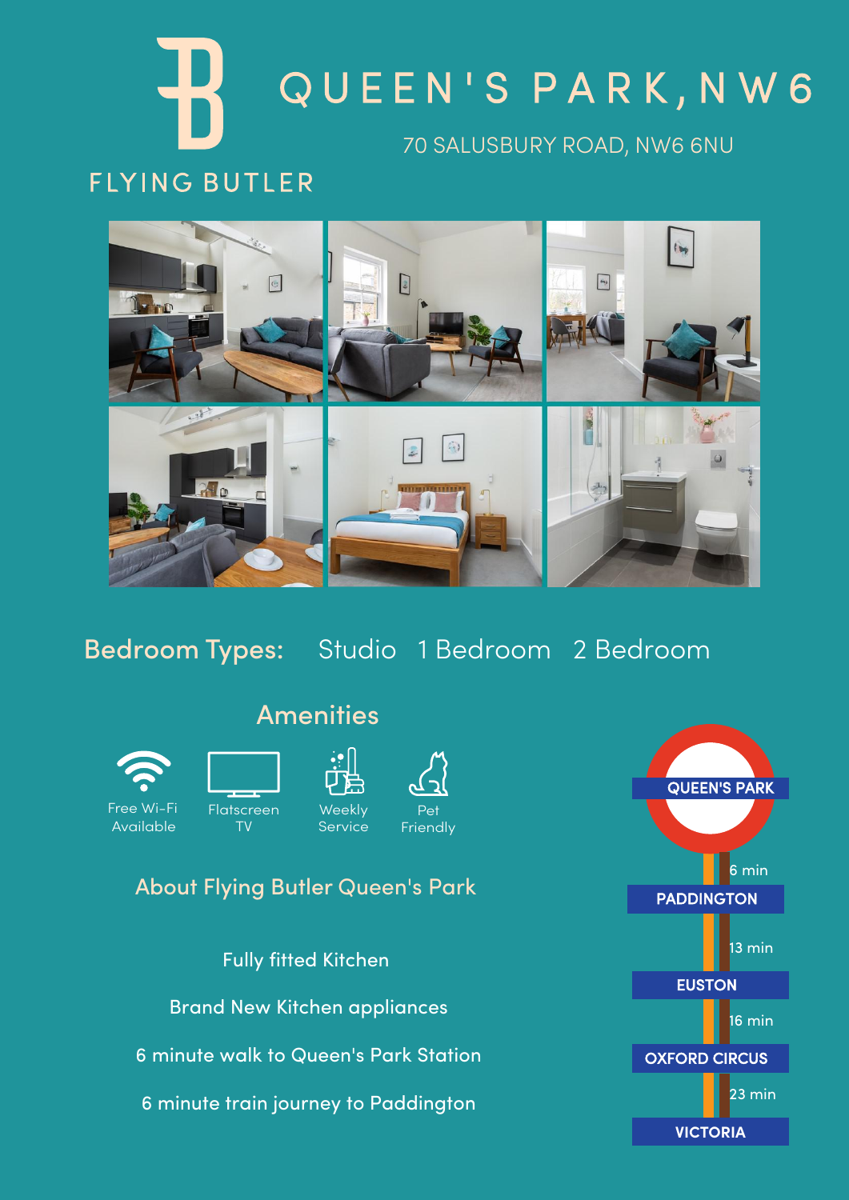FLYING BUTLER

# QUEEN'S PARK, NW6

70 SALUSBURY ROAD, NW6 6NU

**Bedroom Types:** Studio 1 Bedroom 2 Bedroom

## Amenities

- Free Wi-Fi Available
- Flatscreen TV
- Weekly Service
- Pet Friendly

## About Flying Butler Queen's Park

Fully fitted Kitchen

Brand New Kitchen appliances

6 minute walk to Queen's Park Station

6 minute train journey to Paddington

QUEEN'S PARK

6 min

PADDINGTON

13 min

EUSTON

16 min

OXFORD CIRCUS

23 min

VICTORIA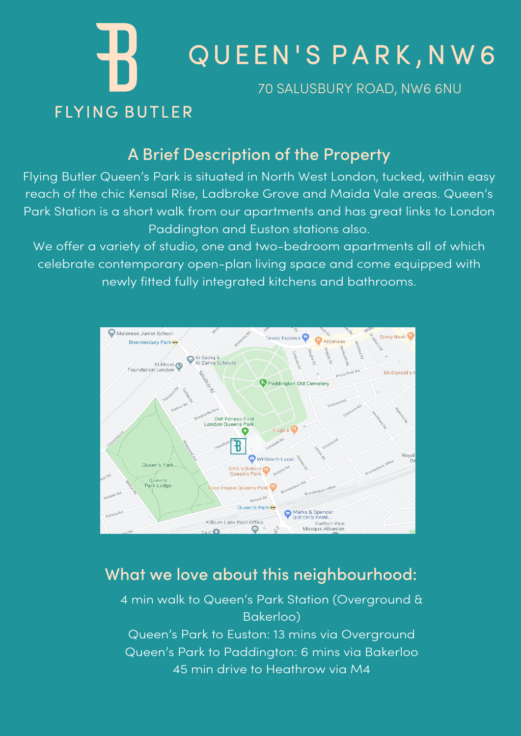FLYING BUTLER

# QUEEN'S PARK, NW6

70 SALUSBURY ROAD, NW6 6NU

## A Brief Description of the Property

Flying Butler Queen's Park is situated in North West London, tucked, within easy reach of the chic Kensal Rise, Ladbroke Grove and Maida Vale areas. Queen's Park Station is a short walk from our apartments and has great links to London Paddington and Euston stations also.

We offer a variety of studio, one and two-bedroom apartments all of which celebrate contemporary open-plan living space and come equipped with newly fitted fully integrated kitchens and bathrooms.

## What we love about this neighbourhood:

4 min walk to Queen's Park Station (Overground & Bakerloo)

Queen's Park to Euston: 13 mins via Overground

Queen's Park to Paddington: 6 mins via Bakerloo

45 min drive to Heathrow via M4